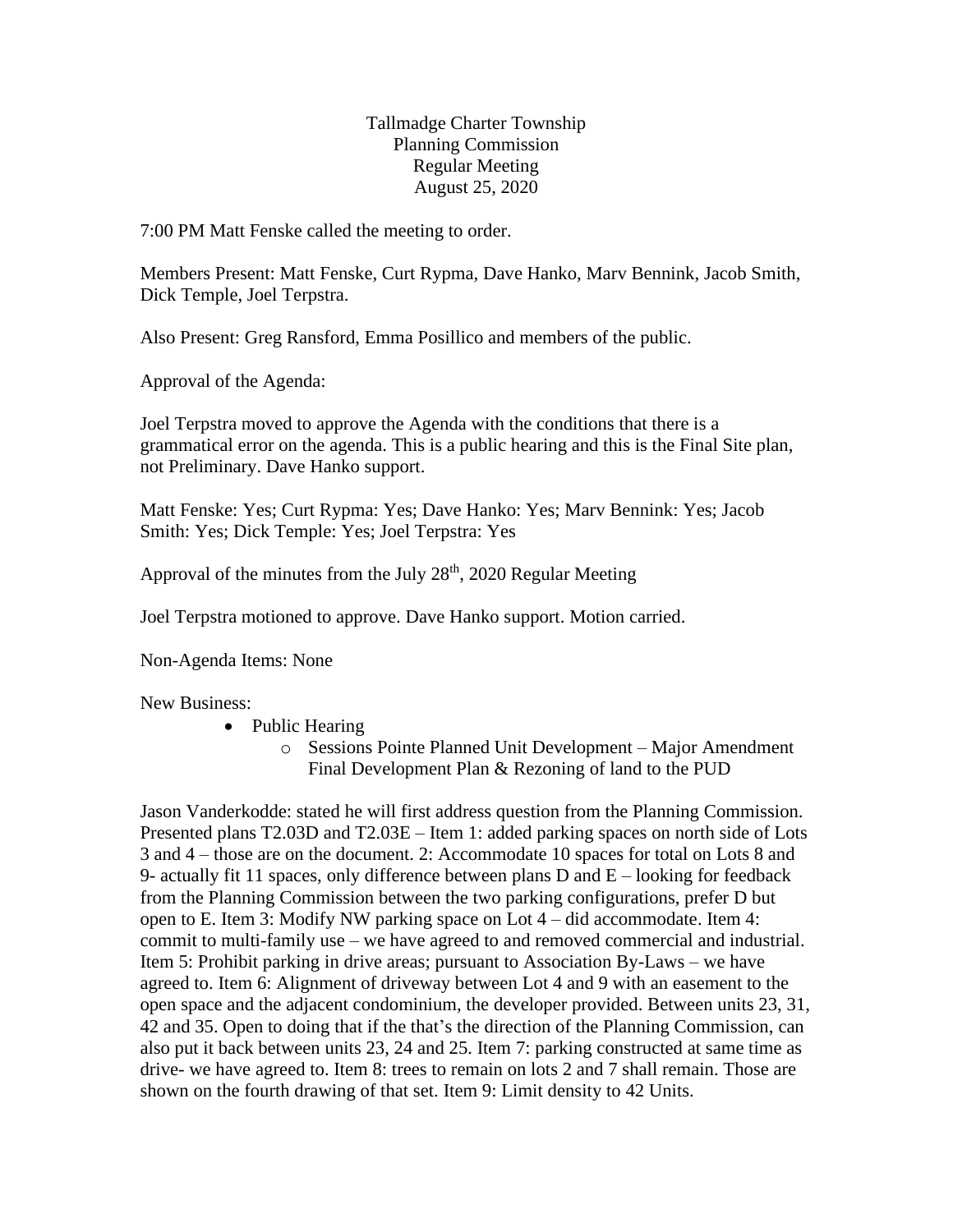Tallmadge Charter Township
Planning Commission
Regular Meeting
August 25, 2020

7:00 PM Matt Fenske called the meeting to order.

Members Present: Matt Fenske, Curt Rypma, Dave Hanko, Marv Bennink, Jacob Smith, Dick Temple, Joel Terpstra.

Also Present: Greg Ransford, Emma Posillico and members of the public.

Approval of the Agenda:

Joel Terpstra moved to approve the Agenda with the conditions that there is a grammatical error on the agenda. This is a public hearing and this is the Final Site plan, not Preliminary. Dave Hanko support.

Matt Fenske: Yes; Curt Rypma: Yes; Dave Hanko: Yes; Marv Bennink: Yes; Jacob Smith: Yes; Dick Temple: Yes; Joel Terpstra: Yes

Approval of the minutes from the July 28th, 2020 Regular Meeting

Joel Terpstra motioned to approve. Dave Hanko support. Motion carried.

Non-Agenda Items: None

New Business:

- Public Hearing
  - Sessions Pointe Planned Unit Development – Major Amendment Final Development Plan & Rezoning of land to the PUD

Jason Vanderkodde: stated he will first address question from the Planning Commission. Presented plans T2.03D and T2.03E – Item 1: added parking spaces on north side of Lots 3 and 4 – those are on the document. 2: Accommodate 10 spaces for total on Lots 8 and 9- actually fit 11 spaces, only difference between plans D and E – looking for feedback from the Planning Commission between the two parking configurations, prefer D but open to E. Item 3: Modify NW parking space on Lot 4 – did accommodate. Item 4: commit to multi-family use – we have agreed to and removed commercial and industrial. Item 5: Prohibit parking in drive areas; pursuant to Association By-Laws – we have agreed to. Item 6: Alignment of driveway between Lot 4 and 9 with an easement to the open space and the adjacent condominium, the developer provided. Between units 23, 31, 42 and 35. Open to doing that if the that's the direction of the Planning Commission, can also put it back between units 23, 24 and 25. Item 7: parking constructed at same time as drive- we have agreed to. Item 8: trees to remain on lots 2 and 7 shall remain. Those are shown on the fourth drawing of that set. Item 9: Limit density to 42 Units.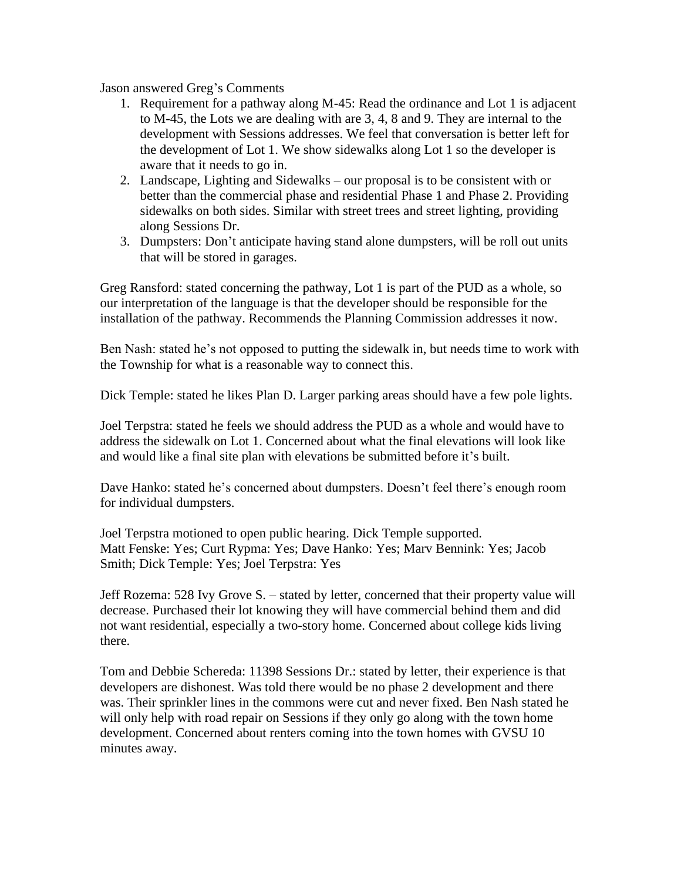Jason answered Greg's Comments

1. Requirement for a pathway along M-45: Read the ordinance and Lot 1 is adjacent to M-45, the Lots we are dealing with are 3, 4, 8 and 9. They are internal to the development with Sessions addresses. We feel that conversation is better left for the development of Lot 1. We show sidewalks along Lot 1 so the developer is aware that it needs to go in.
2. Landscape, Lighting and Sidewalks – our proposal is to be consistent with or better than the commercial phase and residential Phase 1 and Phase 2. Providing sidewalks on both sides. Similar with street trees and street lighting, providing along Sessions Dr.
3. Dumpsters: Don't anticipate having stand alone dumpsters, will be roll out units that will be stored in garages.

Greg Ransford: stated concerning the pathway, Lot 1 is part of the PUD as a whole, so our interpretation of the language is that the developer should be responsible for the installation of the pathway. Recommends the Planning Commission addresses it now.

Ben Nash: stated he's not opposed to putting the sidewalk in, but needs time to work with the Township for what is a reasonable way to connect this.

Dick Temple: stated he likes Plan D. Larger parking areas should have a few pole lights.

Joel Terpstra: stated he feels we should address the PUD as a whole and would have to address the sidewalk on Lot 1. Concerned about what the final elevations will look like and would like a final site plan with elevations be submitted before it's built.

Dave Hanko: stated he's concerned about dumpsters. Doesn't feel there's enough room for individual dumpsters.

Joel Terpstra motioned to open public hearing. Dick Temple supported.
Matt Fenske: Yes; Curt Rypma: Yes; Dave Hanko: Yes; Marv Bennink: Yes; Jacob Smith; Dick Temple: Yes; Joel Terpstra: Yes

Jeff Rozema: 528 Ivy Grove S. – stated by letter, concerned that their property value will decrease. Purchased their lot knowing they will have commercial behind them and did not want residential, especially a two-story home. Concerned about college kids living there.

Tom and Debbie Schereda: 11398 Sessions Dr.: stated by letter, their experience is that developers are dishonest. Was told there would be no phase 2 development and there was. Their sprinkler lines in the commons were cut and never fixed. Ben Nash stated he will only help with road repair on Sessions if they only go along with the town home development. Concerned about renters coming into the town homes with GVSU 10 minutes away.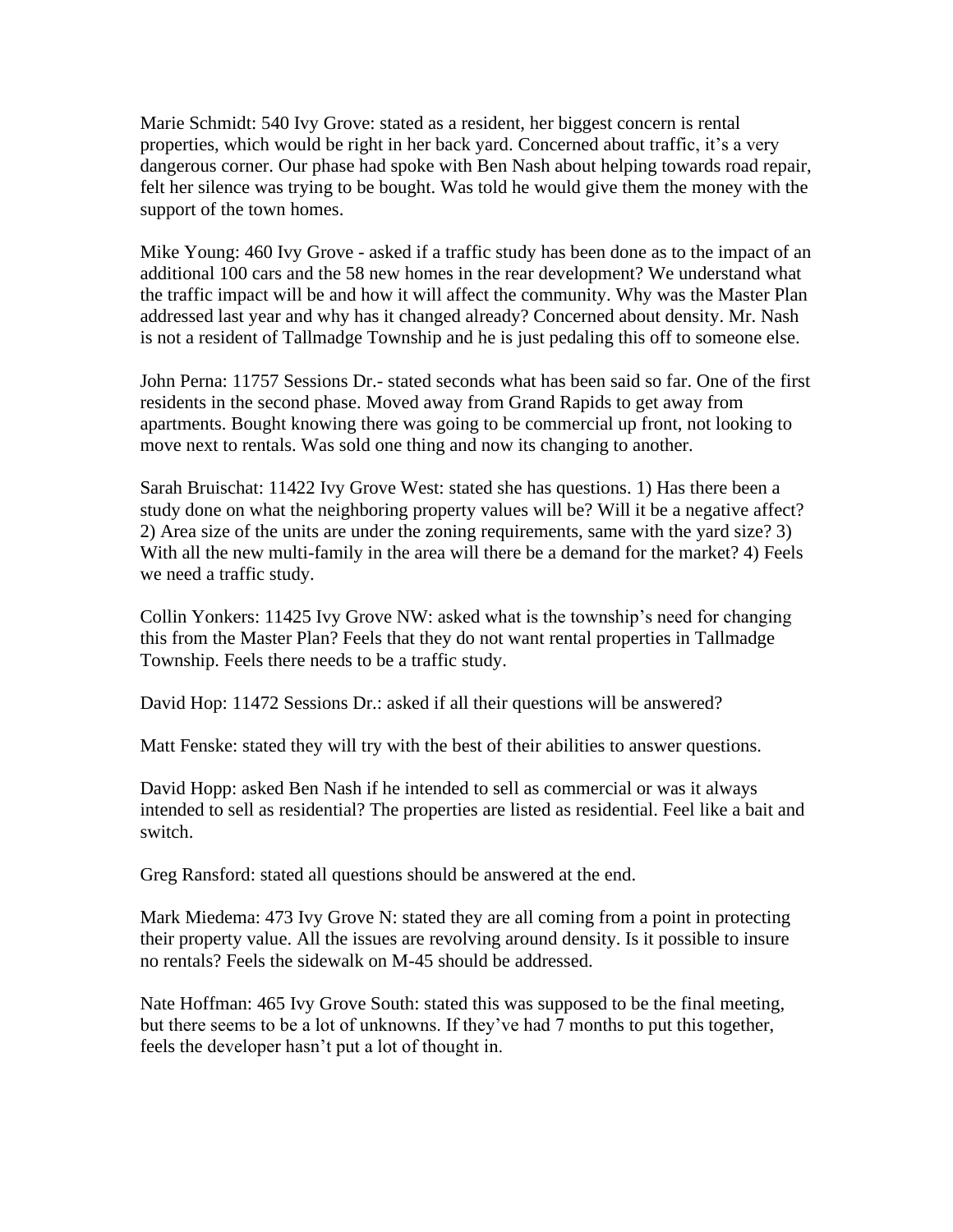Marie Schmidt: 540 Ivy Grove: stated as a resident, her biggest concern is rental properties, which would be right in her back yard. Concerned about traffic, it's a very dangerous corner. Our phase had spoke with Ben Nash about helping towards road repair, felt her silence was trying to be bought. Was told he would give them the money with the support of the town homes.

Mike Young: 460 Ivy Grove - asked if a traffic study has been done as to the impact of an additional 100 cars and the 58 new homes in the rear development? We understand what the traffic impact will be and how it will affect the community. Why was the Master Plan addressed last year and why has it changed already? Concerned about density. Mr. Nash is not a resident of Tallmadge Township and he is just pedaling this off to someone else.

John Perna: 11757 Sessions Dr.- stated seconds what has been said so far. One of the first residents in the second phase. Moved away from Grand Rapids to get away from apartments. Bought knowing there was going to be commercial up front, not looking to move next to rentals. Was sold one thing and now its changing to another.

Sarah Bruischat: 11422 Ivy Grove West: stated she has questions. 1) Has there been a study done on what the neighboring property values will be? Will it be a negative affect? 2) Area size of the units are under the zoning requirements, same with the yard size? 3) With all the new multi-family in the area will there be a demand for the market? 4) Feels we need a traffic study.

Collin Yonkers: 11425 Ivy Grove NW: asked what is the township's need for changing this from the Master Plan? Feels that they do not want rental properties in Tallmadge Township. Feels there needs to be a traffic study.

David Hop: 11472 Sessions Dr.: asked if all their questions will be answered?

Matt Fenske: stated they will try with the best of their abilities to answer questions.

David Hopp: asked Ben Nash if he intended to sell as commercial or was it always intended to sell as residential? The properties are listed as residential. Feel like a bait and switch.

Greg Ransford: stated all questions should be answered at the end.

Mark Miedema: 473 Ivy Grove N: stated they are all coming from a point in protecting their property value. All the issues are revolving around density. Is it possible to insure no rentals? Feels the sidewalk on M-45 should be addressed.

Nate Hoffman: 465 Ivy Grove South: stated this was supposed to be the final meeting, but there seems to be a lot of unknowns. If they've had 7 months to put this together, feels the developer hasn't put a lot of thought in.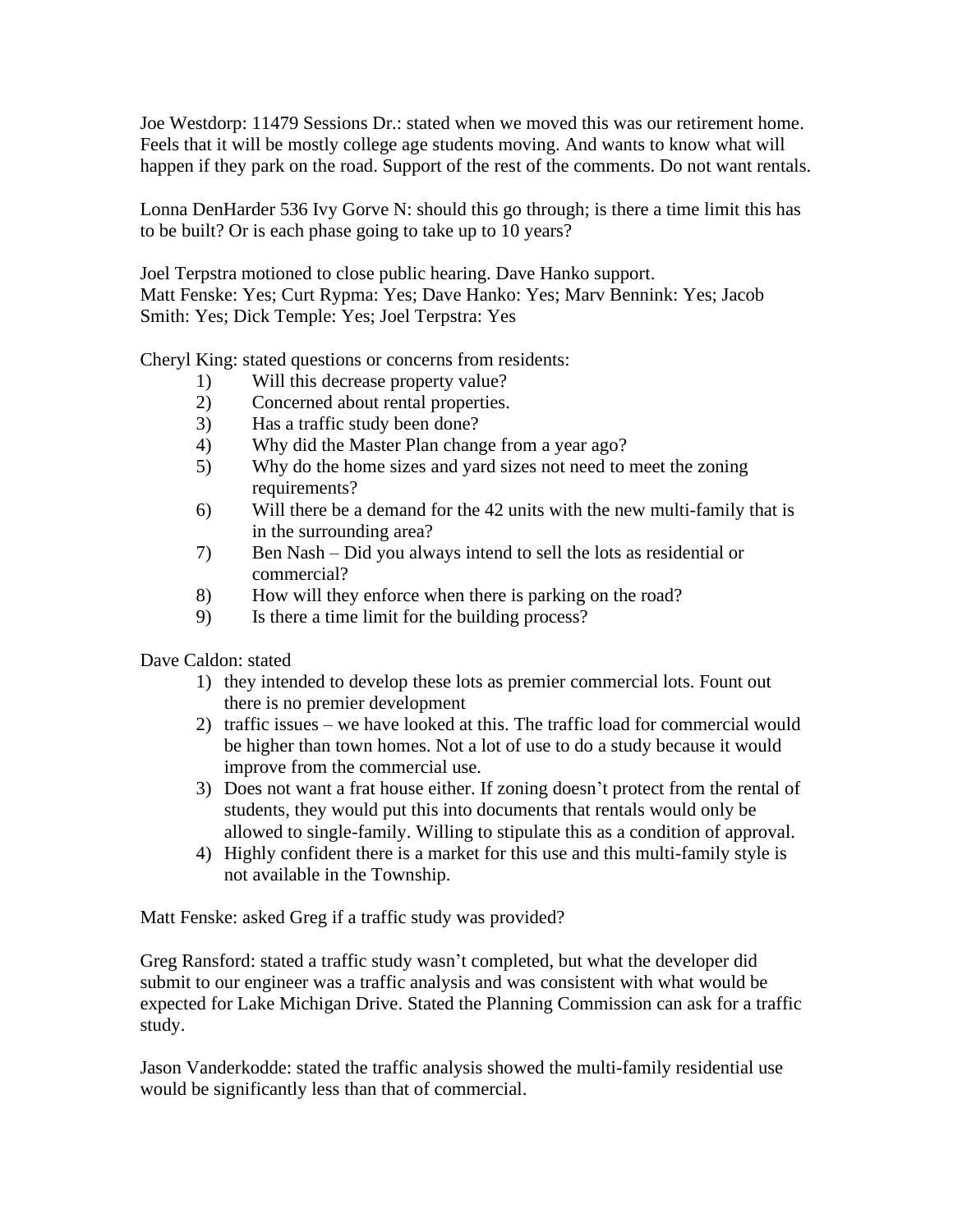Joe Westdorp: 11479 Sessions Dr.: stated when we moved this was our retirement home. Feels that it will be mostly college age students moving. And wants to know what will happen if they park on the road. Support of the rest of the comments. Do not want rentals.

Lonna DenHarder 536 Ivy Gorve N: should this go through; is there a time limit this has to be built? Or is each phase going to take up to 10 years?

Joel Terpstra motioned to close public hearing. Dave Hanko support.
Matt Fenske: Yes; Curt Rypma: Yes; Dave Hanko: Yes; Marv Bennink: Yes; Jacob Smith: Yes; Dick Temple: Yes; Joel Terpstra: Yes

Cheryl King: stated questions or concerns from residents:

1) Will this decrease property value?
2) Concerned about rental properties.
3) Has a traffic study been done?
4) Why did the Master Plan change from a year ago?
5) Why do the home sizes and yard sizes not need to meet the zoning requirements?
6) Will there be a demand for the 42 units with the new multi-family that is in the surrounding area?
7) Ben Nash – Did you always intend to sell the lots as residential or commercial?
8) How will they enforce when there is parking on the road?
9) Is there a time limit for the building process?

Dave Caldon: stated

1) they intended to develop these lots as premier commercial lots. Fount out there is no premier development
2) traffic issues – we have looked at this. The traffic load for commercial would be higher than town homes. Not a lot of use to do a study because it would improve from the commercial use.
3) Does not want a frat house either. If zoning doesn't protect from the rental of students, they would put this into documents that rentals would only be allowed to single-family. Willing to stipulate this as a condition of approval.
4) Highly confident there is a market for this use and this multi-family style is not available in the Township.

Matt Fenske: asked Greg if a traffic study was provided?

Greg Ransford: stated a traffic study wasn't completed, but what the developer did submit to our engineer was a traffic analysis and was consistent with what would be expected for Lake Michigan Drive. Stated the Planning Commission can ask for a traffic study.

Jason Vanderkodde: stated the traffic analysis showed the multi-family residential use would be significantly less than that of commercial.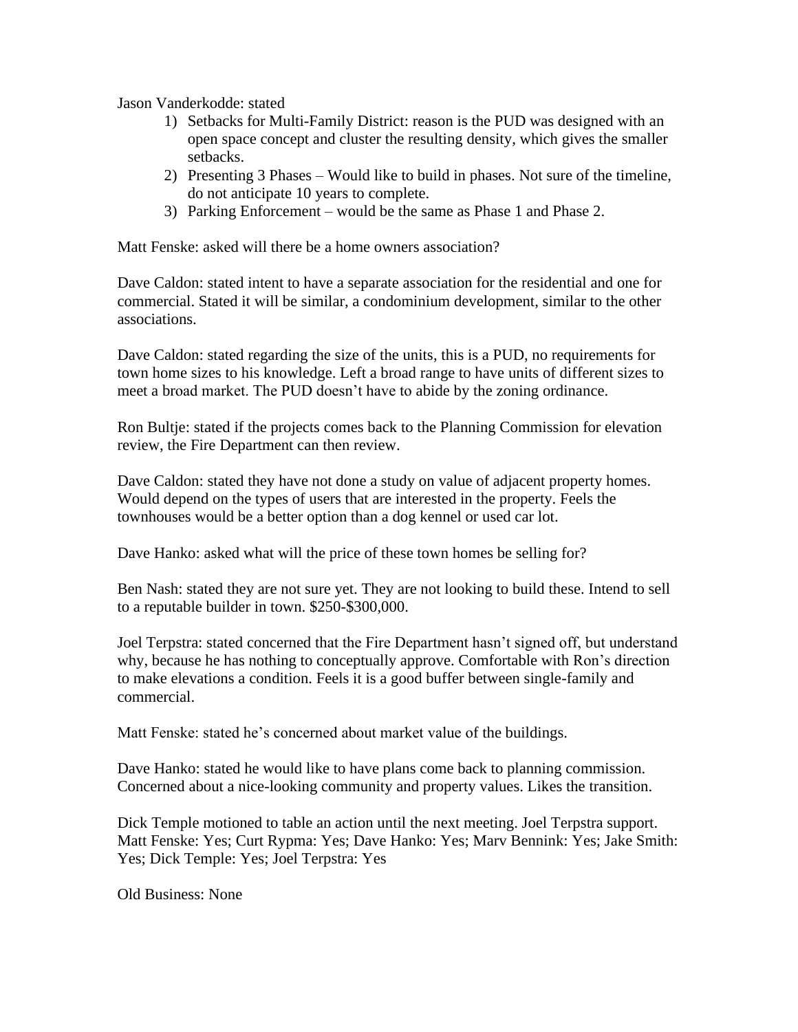Jason Vanderkodde: stated

1) Setbacks for Multi-Family District: reason is the PUD was designed with an open space concept and cluster the resulting density, which gives the smaller setbacks.
2) Presenting 3 Phases – Would like to build in phases. Not sure of the timeline, do not anticipate 10 years to complete.
3) Parking Enforcement – would be the same as Phase 1 and Phase 2.

Matt Fenske: asked will there be a home owners association?

Dave Caldon: stated intent to have a separate association for the residential and one for commercial. Stated it will be similar, a condominium development, similar to the other associations.

Dave Caldon: stated regarding the size of the units, this is a PUD, no requirements for town home sizes to his knowledge. Left a broad range to have units of different sizes to meet a broad market. The PUD doesn't have to abide by the zoning ordinance.

Ron Bultje: stated if the projects comes back to the Planning Commission for elevation review, the Fire Department can then review.

Dave Caldon: stated they have not done a study on value of adjacent property homes. Would depend on the types of users that are interested in the property. Feels the townhouses would be a better option than a dog kennel or used car lot.

Dave Hanko: asked what will the price of these town homes be selling for?

Ben Nash: stated they are not sure yet. They are not looking to build these. Intend to sell to a reputable builder in town. $250-$300,000.

Joel Terpstra: stated concerned that the Fire Department hasn't signed off, but understand why, because he has nothing to conceptually approve. Comfortable with Ron's direction to make elevations a condition. Feels it is a good buffer between single-family and commercial.

Matt Fenske: stated he's concerned about market value of the buildings.

Dave Hanko: stated he would like to have plans come back to planning commission. Concerned about a nice-looking community and property values. Likes the transition.

Dick Temple motioned to table an action until the next meeting. Joel Terpstra support. Matt Fenske: Yes; Curt Rypma: Yes; Dave Hanko: Yes; Marv Bennink: Yes; Jake Smith: Yes; Dick Temple: Yes; Joel Terpstra: Yes

Old Business: None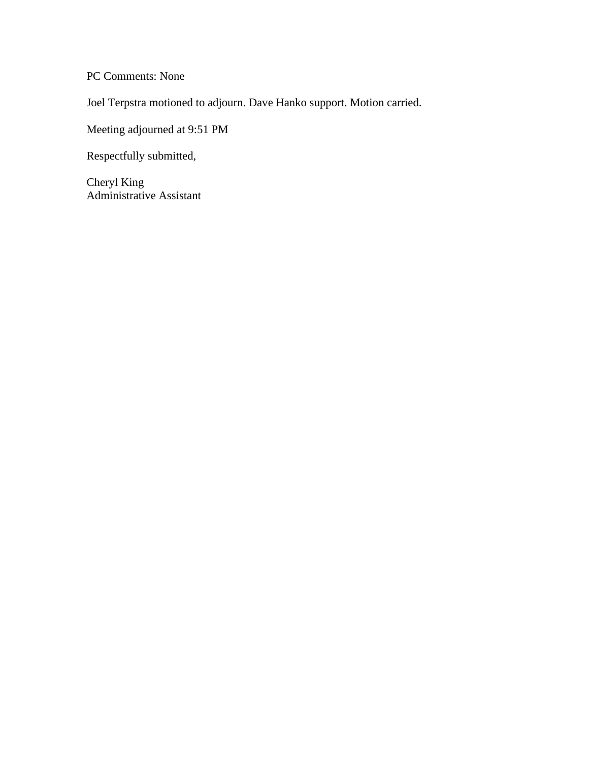PC Comments: None

Joel Terpstra motioned to adjourn. Dave Hanko support. Motion carried.

Meeting adjourned at 9:51 PM

Respectfully submitted,

Cheryl King
Administrative Assistant